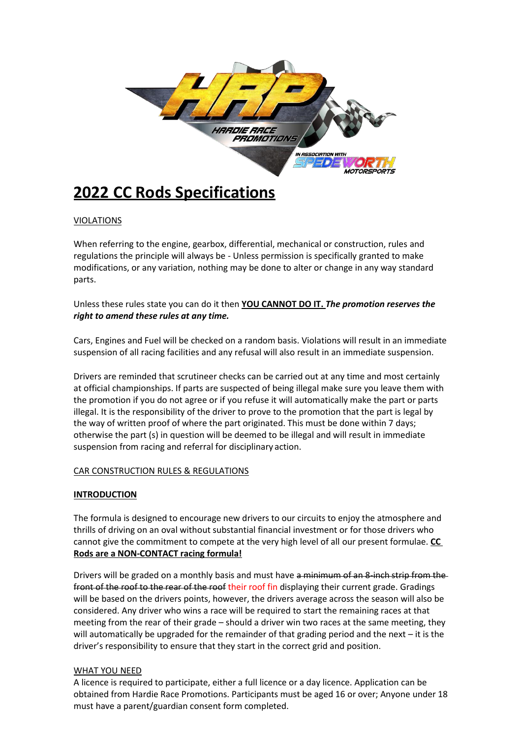# 2022 CC Rods Specifications

VIOLATIONS

When referring to the engine, gearbox, differential, mechanical or construction, rules and regulations the principle will always be - Unless permission is specifically granted to make modifications, or any variation, nothing may be done to alter or change in any way standard parts.

Unless these rules state you can do it then **YOU CANNOT DO IT.** ***The promotion reserves the right to amend these rules at any time.***

Cars, Engines and Fuel will be checked on a random basis. Violations will result in an immediate suspension of all racing facilities and any refusal will also result in an immediate suspension.

Drivers are reminded that scrutineer checks can be carried out at any time and most certainly at official championships. If parts are suspected of being illegal make sure you leave them with the promotion if you do not agree or if you refuse it will automatically make the part or parts illegal. It is the responsibility of the driver to prove to the promotion that the part is legal by the way of written proof of where the part originated. This must be done within 7 days; otherwise the part (s) in question will be deemed to be illegal and will result in immediate suspension from racing and referral for disciplinary action.

CAR CONSTRUCTION RULES & REGULATIONS

**INTRODUCTION**

The formula is designed to encourage new drivers to our circuits to enjoy the atmosphere and thrills of driving on an oval without substantial financial investment or for those drivers who cannot give the commitment to compete at the very high level of all our present formulae. **CC Rods are a NON-CONTACT racing formula!**

Drivers will be graded on a monthly basis and must have ~~a minimum of an 8-inch strip from the front of the roof to the rear of the roof~~ their roof fin displaying their current grade. Gradings will be based on the drivers points, however, the drivers average across the season will also be considered. Any driver who wins a race will be required to start the remaining races at that meeting from the rear of their grade – should a driver win two races at the same meeting, they will automatically be upgraded for the remainder of that grading period and the next – it is the driver's responsibility to ensure that they start in the correct grid and position.

WHAT YOU NEED

A licence is required to participate, either a full licence or a day licence. Application can be obtained from Hardie Race Promotions. Participants must be aged 16 or over; Anyone under 18 must have a parent/guardian consent form completed.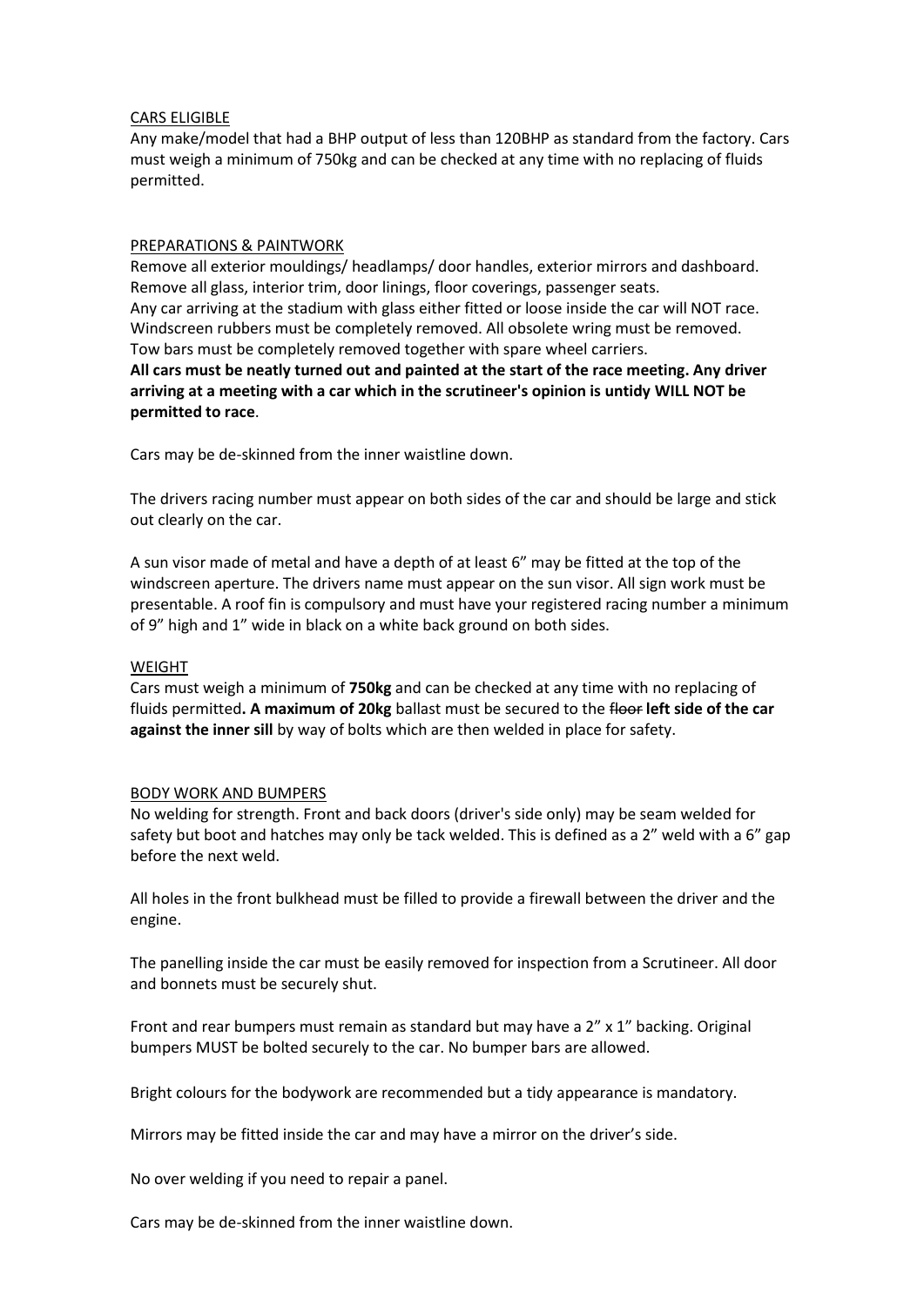<u>CARS ELIGIBLE</u>

Any make/model that had a BHP output of less than 120BHP as standard from the factory. Cars must weigh a minimum of 750kg and can be checked at any time with no replacing of fluids permitted.

<u>PREPARATIONS & PAINTWORK</u>

Remove all exterior mouldings/ headlamps/ door handles, exterior mirrors and dashboard. Remove all glass, interior trim, door linings, floor coverings, passenger seats.
Any car arriving at the stadium with glass either fitted or loose inside the car will NOT race. Windscreen rubbers must be completely removed. All obsolete wring must be removed. Tow bars must be completely removed together with spare wheel carriers.
**All cars must be neatly turned out and painted at the start of the race meeting. Any driver arriving at a meeting with a car which in the scrutineer's opinion is untidy WILL NOT be permitted to race**.

Cars may be de-skinned from the inner waistline down.

The drivers racing number must appear on both sides of the car and should be large and stick out clearly on the car.

A sun visor made of metal and have a depth of at least 6" may be fitted at the top of the windscreen aperture. The drivers name must appear on the sun visor. All sign work must be presentable. A roof fin is compulsory and must have your registered racing number a minimum of 9" high and 1" wide in black on a white back ground on both sides.

<u>WEIGHT</u>

Cars must weigh a minimum of **750kg** and can be checked at any time with no replacing of fluids permitted**. A maximum of 20kg** ballast must be secured to the ~~floor~~ **left side of the car against the inner sill** by way of bolts which are then welded in place for safety.

<u>BODY WORK AND BUMPERS</u>

No welding for strength. Front and back doors (driver's side only) may be seam welded for safety but boot and hatches may only be tack welded. This is defined as a 2" weld with a 6" gap before the next weld.

All holes in the front bulkhead must be filled to provide a firewall between the driver and the engine.

The panelling inside the car must be easily removed for inspection from a Scrutineer. All door and bonnets must be securely shut.

Front and rear bumpers must remain as standard but may have a 2" x 1" backing. Original bumpers MUST be bolted securely to the car. No bumper bars are allowed.

Bright colours for the bodywork are recommended but a tidy appearance is mandatory.

Mirrors may be fitted inside the car and may have a mirror on the driver's side.

No over welding if you need to repair a panel.

Cars may be de-skinned from the inner waistline down.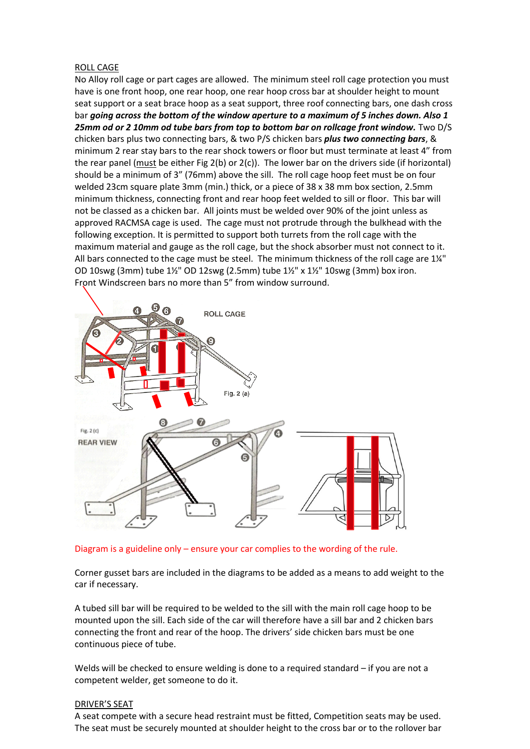ROLL CAGE

No Alloy roll cage or part cages are allowed. The minimum steel roll cage protection you must have is one front hoop, one rear hoop, one rear hoop cross bar at shoulder height to mount seat support or a seat brace hoop as a seat support, three roof connecting bars, one dash cross bar ***going across the bottom of the window aperture to a maximum of 5 inches down. Also 1 25mm od or 2 10mm od tube bars from top to bottom bar on rollcage front window.*** Two D/S chicken bars plus two connecting bars, & two P/S chicken bars ***plus two connecting bars***, & minimum 2 rear stay bars to the rear shock towers or floor but must terminate at least 4" from the rear panel (must be either Fig 2(b) or 2(c)). The lower bar on the drivers side (if horizontal) should be a minimum of 3" (76mm) above the sill. The roll cage hoop feet must be on four welded 23cm square plate 3mm (min.) thick, or a piece of 38 x 38 mm box section, 2.5mm minimum thickness, connecting front and rear hoop feet welded to sill or floor. This bar will not be classed as a chicken bar. All joints must be welded over 90% of the joint unless as approved RACMSA cage is used. The cage must not protrude through the bulkhead with the following exception. It is permitted to support both turrets from the roll cage with the maximum material and gauge as the roll cage, but the shock absorber must not connect to it. All bars connected to the cage must be steel. The minimum thickness of the roll cage are 1¼" OD 10swg (3mm) tube 1½" OD 12swg (2.5mm) tube 1½" x 1½" 10swg (3mm) box iron. Front Windscreen bars no more than 5" from window surround.

Diagram is a guideline only – ensure your car complies to the wording of the rule.

Corner gusset bars are included in the diagrams to be added as a means to add weight to the car if necessary.

A tubed sill bar will be required to be welded to the sill with the main roll cage hoop to be mounted upon the sill. Each side of the car will therefore have a sill bar and 2 chicken bars connecting the front and rear of the hoop. The drivers' side chicken bars must be one continuous piece of tube.

Welds will be checked to ensure welding is done to a required standard – if you are not a competent welder, get someone to do it.

DRIVER'S SEAT

A seat compete with a secure head restraint must be fitted, Competition seats may be used. The seat must be securely mounted at shoulder height to the cross bar or to the rollover bar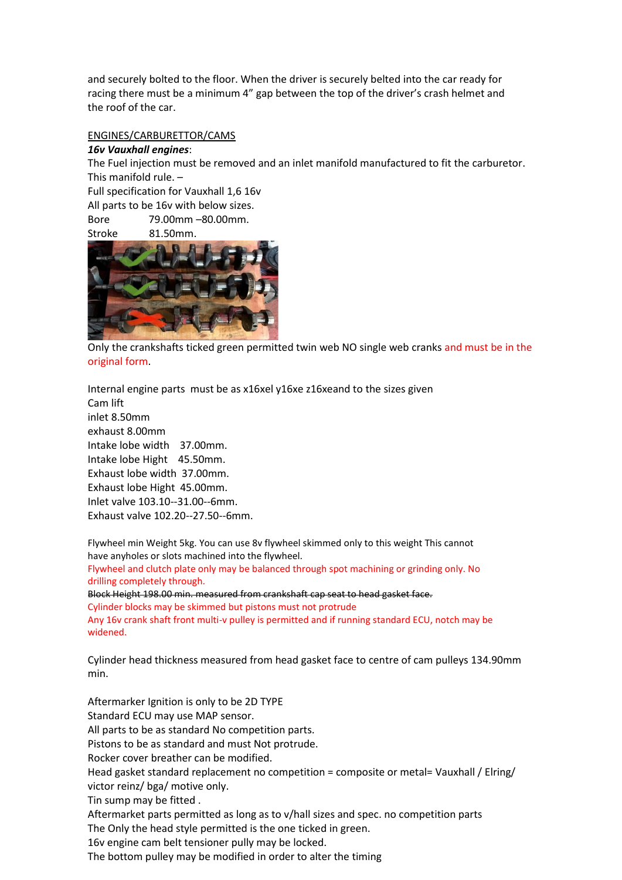and securely bolted to the floor. When the driver is securely belted into the car ready for racing there must be a minimum 4" gap between the top of the driver's crash helmet and the roof of the car.

ENGINES/CARBURETTOR/CAMS

***16v Vauxhall engines***:

The Fuel injection must be removed and an inlet manifold manufactured to fit the carburetor.
This manifold rule. –
Full specification for Vauxhall 1,6 16v
All parts to be 16v with below sizes.
Bore 79.00mm –80.00mm.
Stroke 81.50mm.

Only the crankshafts ticked green permitted twin web NO single web cranks and must be in the original form.

Internal engine parts must be as x16xel y16xe z16xeand to the sizes given
Cam lift
inlet 8.50mm
exhaust 8.00mm
Intake lobe width 37.00mm.
Intake lobe Hight 45.50mm.
Exhaust lobe width 37.00mm.
Exhaust lobe Hight 45.00mm.
Inlet valve 103.10--31.00--6mm.
Exhaust valve 102.20--27.50--6mm.

Flywheel min Weight 5kg. You can use 8v flywheel skimmed only to this weight This cannot have anyholes or slots machined into the flywheel.
Flywheel and clutch plate only may be balanced through spot machining or grinding only. No drilling completely through.
~~Block Height 198.00 min. measured from crankshaft cap seat to head gasket face.~~
Cylinder blocks may be skimmed but pistons must not protrude
Any 16v crank shaft front multi-v pulley is permitted and if running standard ECU, notch may be widened.

Cylinder head thickness measured from head gasket face to centre of cam pulleys 134.90mm min.

Aftermarker Ignition is only to be 2D TYPE
Standard ECU may use MAP sensor.
All parts to be as standard No competition parts.
Pistons to be as standard and must Not protrude.
Rocker cover breather can be modified.
Head gasket standard replacement no competition = composite or metal= Vauxhall / Elring/ victor reinz/ bga/ motive only.
Tin sump may be fitted .
Aftermarket parts permitted as long as to v/hall sizes and spec. no competition parts
The Only the head style permitted is the one ticked in green.
16v engine cam belt tensioner pully may be locked.
The bottom pulley may be modified in order to alter the timing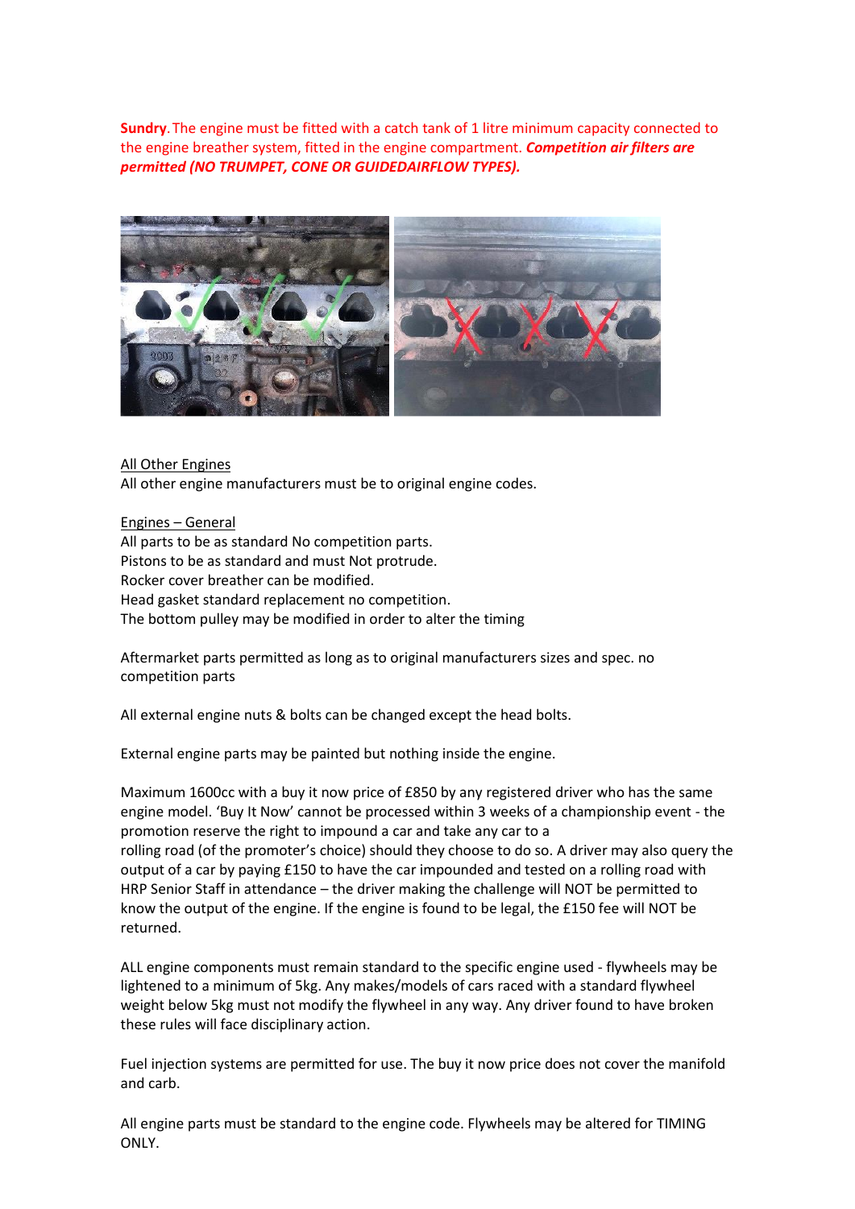**Sundry**. The engine must be fitted with a catch tank of 1 litre minimum capacity connected to the engine breather system, fitted in the engine compartment. ***Competition air filters are permitted (NO TRUMPET, CONE OR GUIDEDAIRFLOW TYPES).***

All Other Engines
All other engine manufacturers must be to original engine codes.

Engines – General
All parts to be as standard No competition parts.
Pistons to be as standard and must Not protrude.
Rocker cover breather can be modified.
Head gasket standard replacement no competition.
The bottom pulley may be modified in order to alter the timing

Aftermarket parts permitted as long as to original manufacturers sizes and spec. no competition parts

All external engine nuts & bolts can be changed except the head bolts.

External engine parts may be painted but nothing inside the engine.

Maximum 1600cc with a buy it now price of £850 by any registered driver who has the same engine model. 'Buy It Now' cannot be processed within 3 weeks of a championship event - the promotion reserve the right to impound a car and take any car to a rolling road (of the promoter's choice) should they choose to do so. A driver may also query the output of a car by paying £150 to have the car impounded and tested on a rolling road with HRP Senior Staff in attendance – the driver making the challenge will NOT be permitted to know the output of the engine. If the engine is found to be legal, the £150 fee will NOT be returned.

ALL engine components must remain standard to the specific engine used - flywheels may be lightened to a minimum of 5kg. Any makes/models of cars raced with a standard flywheel weight below 5kg must not modify the flywheel in any way. Any driver found to have broken these rules will face disciplinary action.

Fuel injection systems are permitted for use. The buy it now price does not cover the manifold and carb.

All engine parts must be standard to the engine code. Flywheels may be altered for TIMING ONLY.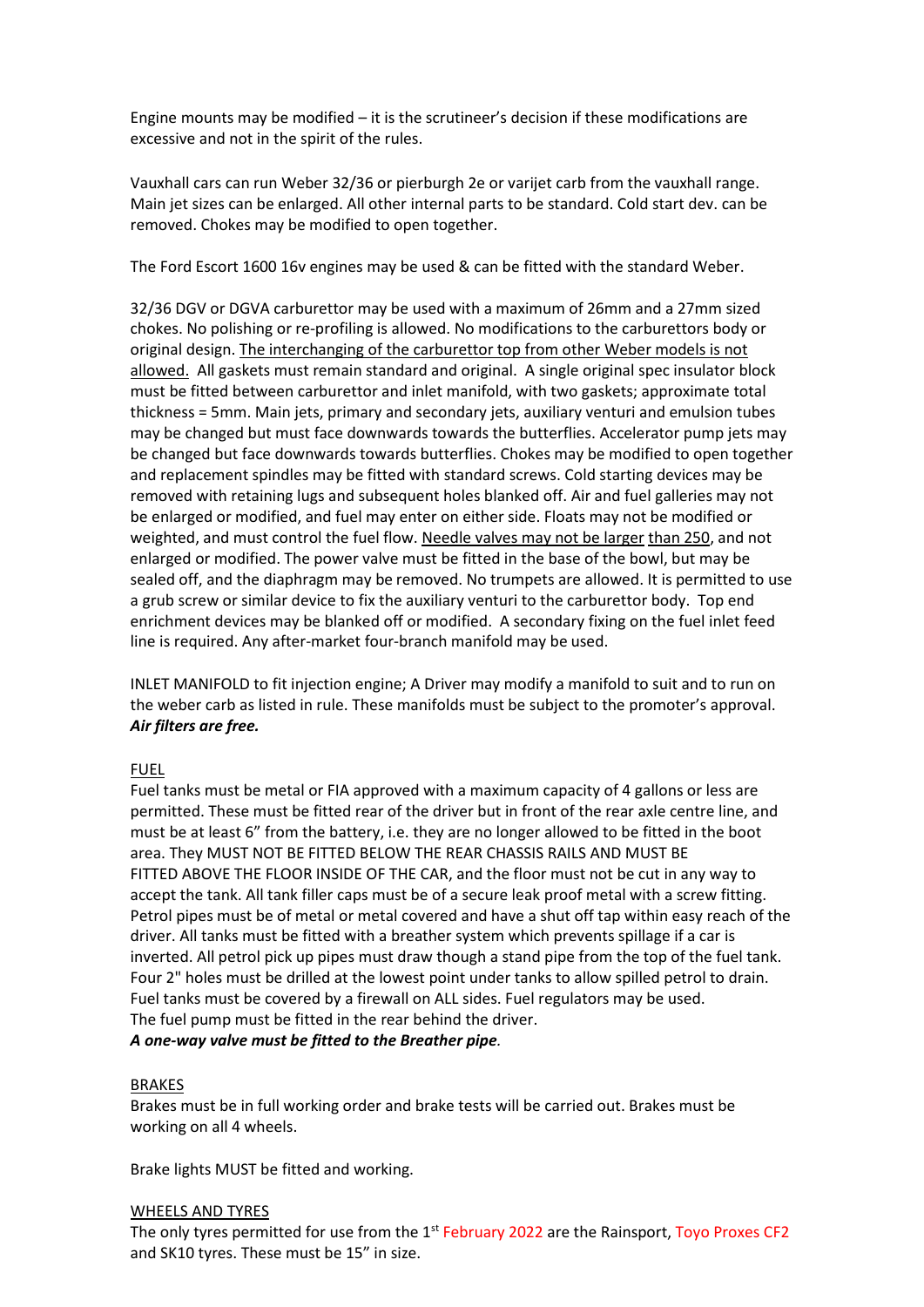Engine mounts may be modified – it is the scrutineer's decision if these modifications are excessive and not in the spirit of the rules.

Vauxhall cars can run Weber 32/36 or pierburgh 2e or varijet carb from the vauxhall range. Main jet sizes can be enlarged. All other internal parts to be standard. Cold start dev. can be removed. Chokes may be modified to open together.

The Ford Escort 1600 16v engines may be used & can be fitted with the standard Weber.

32/36 DGV or DGVA carburettor may be used with a maximum of 26mm and a 27mm sized chokes. No polishing or re-profiling is allowed. No modifications to the carburettors body or original design. <u>The interchanging of the carburettor top from other Weber models is not allowed.</u> All gaskets must remain standard and original. A single original spec insulator block must be fitted between carburettor and inlet manifold, with two gaskets; approximate total thickness = 5mm. Main jets, primary and secondary jets, auxiliary venturi and emulsion tubes may be changed but must face downwards towards the butterflies. Accelerator pump jets may be changed but face downwards towards butterflies. Chokes may be modified to open together and replacement spindles may be fitted with standard screws. Cold starting devices may be removed with retaining lugs and subsequent holes blanked off. Air and fuel galleries may not be enlarged or modified, and fuel may enter on either side. Floats may not be modified or weighted, and must control the fuel flow. <u>Needle valves may not be larger than 250</u>, and not enlarged or modified. The power valve must be fitted in the base of the bowl, but may be sealed off, and the diaphragm may be removed. No trumpets are allowed. It is permitted to use a grub screw or similar device to fix the auxiliary venturi to the carburettor body. Top end enrichment devices may be blanked off or modified. A secondary fixing on the fuel inlet feed line is required. Any after-market four-branch manifold may be used.

INLET MANIFOLD to fit injection engine; A Driver may modify a manifold to suit and to run on the weber carb as listed in rule. These manifolds must be subject to the promoter's approval. ***Air filters are free.***

<u>FUEL</u>

Fuel tanks must be metal or FIA approved with a maximum capacity of 4 gallons or less are permitted. These must be fitted rear of the driver but in front of the rear axle centre line, and must be at least 6" from the battery, i.e. they are no longer allowed to be fitted in the boot area. They MUST NOT BE FITTED BELOW THE REAR CHASSIS RAILS AND MUST BE FITTED ABOVE THE FLOOR INSIDE OF THE CAR, and the floor must not be cut in any way to accept the tank. All tank filler caps must be of a secure leak proof metal with a screw fitting. Petrol pipes must be of metal or metal covered and have a shut off tap within easy reach of the driver. All tanks must be fitted with a breather system which prevents spillage if a car is inverted. All petrol pick up pipes must draw though a stand pipe from the top of the fuel tank. Four 2" holes must be drilled at the lowest point under tanks to allow spilled petrol to drain. Fuel tanks must be covered by a firewall on ALL sides. Fuel regulators may be used. The fuel pump must be fitted in the rear behind the driver.

***A one-way valve must be fitted to the Breather pipe.***

<u>BRAKES</u>

Brakes must be in full working order and brake tests will be carried out. Brakes must be working on all 4 wheels.

Brake lights MUST be fitted and working.

<u>WHEELS AND TYRES</u>

The only tyres permitted for use from the 1st February 2022 are the Rainsport, Toyo Proxes CF2 and SK10 tyres. These must be 15" in size.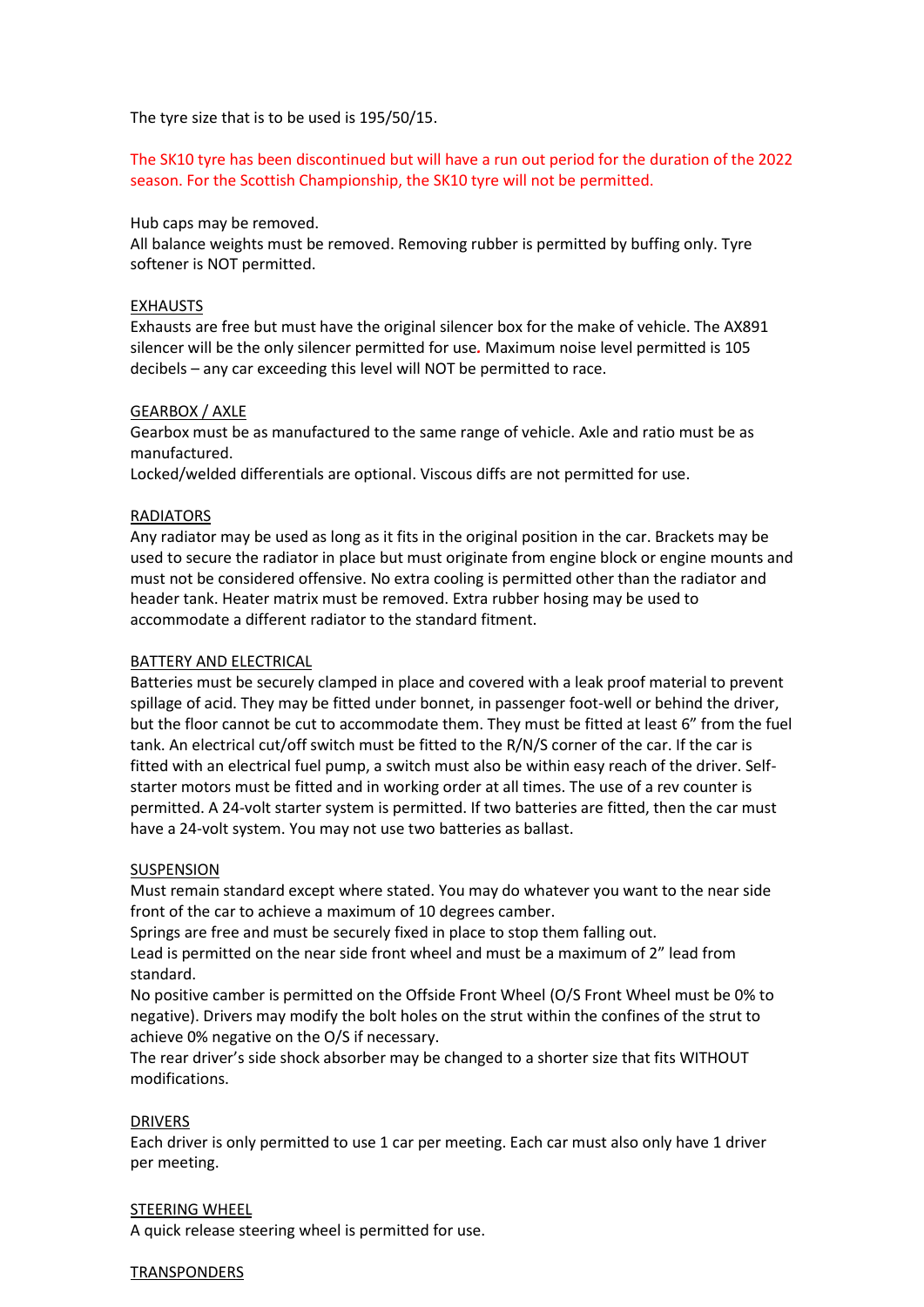The tyre size that is to be used is 195/50/15.

The SK10 tyre has been discontinued but will have a run out period for the duration of the 2022 season. For the Scottish Championship, the SK10 tyre will not be permitted.

Hub caps may be removed.
All balance weights must be removed. Removing rubber is permitted by buffing only. Tyre softener is NOT permitted.

## EXHAUSTS

Exhausts are free but must have the original silencer box for the make of vehicle. The AX891 silencer will be the only silencer permitted for use. Maximum noise level permitted is 105 decibels – any car exceeding this level will NOT be permitted to race.

## GEARBOX / AXLE

Gearbox must be as manufactured to the same range of vehicle. Axle and ratio must be as manufactured.
Locked/welded differentials are optional. Viscous diffs are not permitted for use.

## RADIATORS

Any radiator may be used as long as it fits in the original position in the car. Brackets may be used to secure the radiator in place but must originate from engine block or engine mounts and must not be considered offensive. No extra cooling is permitted other than the radiator and header tank. Heater matrix must be removed. Extra rubber hosing may be used to accommodate a different radiator to the standard fitment.

## BATTERY AND ELECTRICAL

Batteries must be securely clamped in place and covered with a leak proof material to prevent spillage of acid. They may be fitted under bonnet, in passenger foot-well or behind the driver, but the floor cannot be cut to accommodate them. They must be fitted at least 6" from the fuel tank. An electrical cut/off switch must be fitted to the R/N/S corner of the car. If the car is fitted with an electrical fuel pump, a switch must also be within easy reach of the driver. Self-starter motors must be fitted and in working order at all times. The use of a rev counter is permitted. A 24-volt starter system is permitted. If two batteries are fitted, then the car must have a 24-volt system. You may not use two batteries as ballast.

## SUSPENSION

Must remain standard except where stated. You may do whatever you want to the near side front of the car to achieve a maximum of 10 degrees camber.
Springs are free and must be securely fixed in place to stop them falling out.
Lead is permitted on the near side front wheel and must be a maximum of 2" lead from standard.
No positive camber is permitted on the Offside Front Wheel (O/S Front Wheel must be 0% to negative). Drivers may modify the bolt holes on the strut within the confines of the strut to achieve 0% negative on the O/S if necessary.
The rear driver's side shock absorber may be changed to a shorter size that fits WITHOUT modifications.

## DRIVERS

Each driver is only permitted to use 1 car per meeting. Each car must also only have 1 driver per meeting.

## STEERING WHEEL

A quick release steering wheel is permitted for use.

## TRANSPONDERS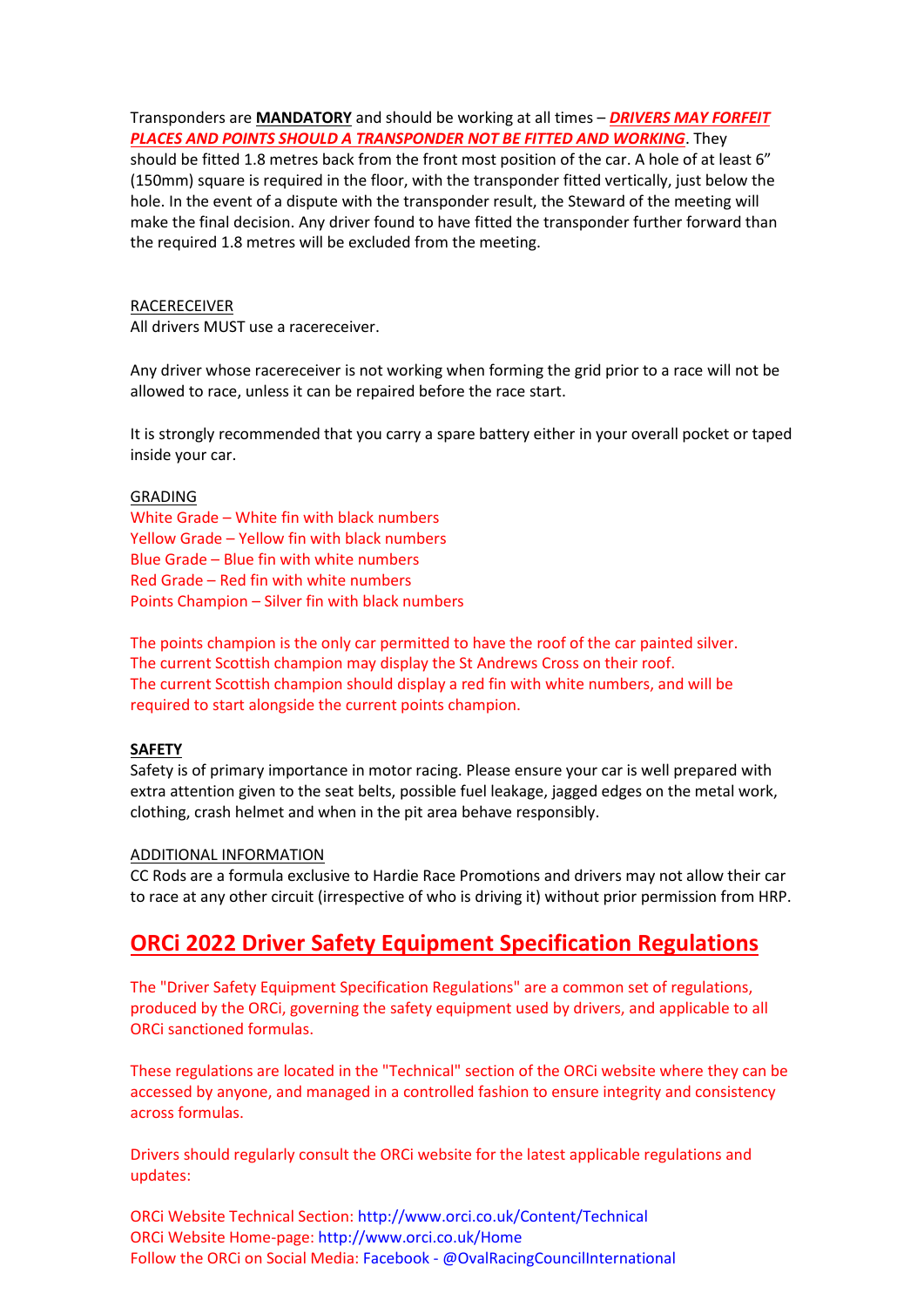Transponders are **MANDATORY** and should be working at all times – ***DRIVERS MAY FORFEIT PLACES AND POINTS SHOULD A TRANSPONDER NOT BE FITTED AND WORKING***. They should be fitted 1.8 metres back from the front most position of the car. A hole of at least 6" (150mm) square is required in the floor, with the transponder fitted vertically, just below the hole. In the event of a dispute with the transponder result, the Steward of the meeting will make the final decision. Any driver found to have fitted the transponder further forward than the required 1.8 metres will be excluded from the meeting.

RACERECEIVER

All drivers MUST use a racereceiver.

Any driver whose racereceiver is not working when forming the grid prior to a race will not be allowed to race, unless it can be repaired before the race start.

It is strongly recommended that you carry a spare battery either in your overall pocket or taped inside your car.

GRADING

White Grade – White fin with black numbers
Yellow Grade – Yellow fin with black numbers
Blue Grade – Blue fin with white numbers
Red Grade – Red fin with white numbers
Points Champion – Silver fin with black numbers

The points champion is the only car permitted to have the roof of the car painted silver.
The current Scottish champion may display the St Andrews Cross on their roof.
The current Scottish champion should display a red fin with white numbers, and will be required to start alongside the current points champion.

**SAFETY**

Safety is of primary importance in motor racing. Please ensure your car is well prepared with extra attention given to the seat belts, possible fuel leakage, jagged edges on the metal work, clothing, crash helmet and when in the pit area behave responsibly.

ADDITIONAL INFORMATION

CC Rods are a formula exclusive to Hardie Race Promotions and drivers may not allow their car to race at any other circuit (irrespective of who is driving it) without prior permission from HRP.

## ORCi 2022 Driver Safety Equipment Specification Regulations

The "Driver Safety Equipment Specification Regulations" are a common set of regulations, produced by the ORCi, governing the safety equipment used by drivers, and applicable to all ORCi sanctioned formulas.

These regulations are located in the "Technical" section of the ORCi website where they can be accessed by anyone, and managed in a controlled fashion to ensure integrity and consistency across formulas.

Drivers should regularly consult the ORCi website for the latest applicable regulations and updates:

ORCi Website Technical Section: http://www.orci.co.uk/Content/Technical
ORCi Website Home-page: http://www.orci.co.uk/Home
Follow the ORCi on Social Media: Facebook - @OvalRacingCouncilInternational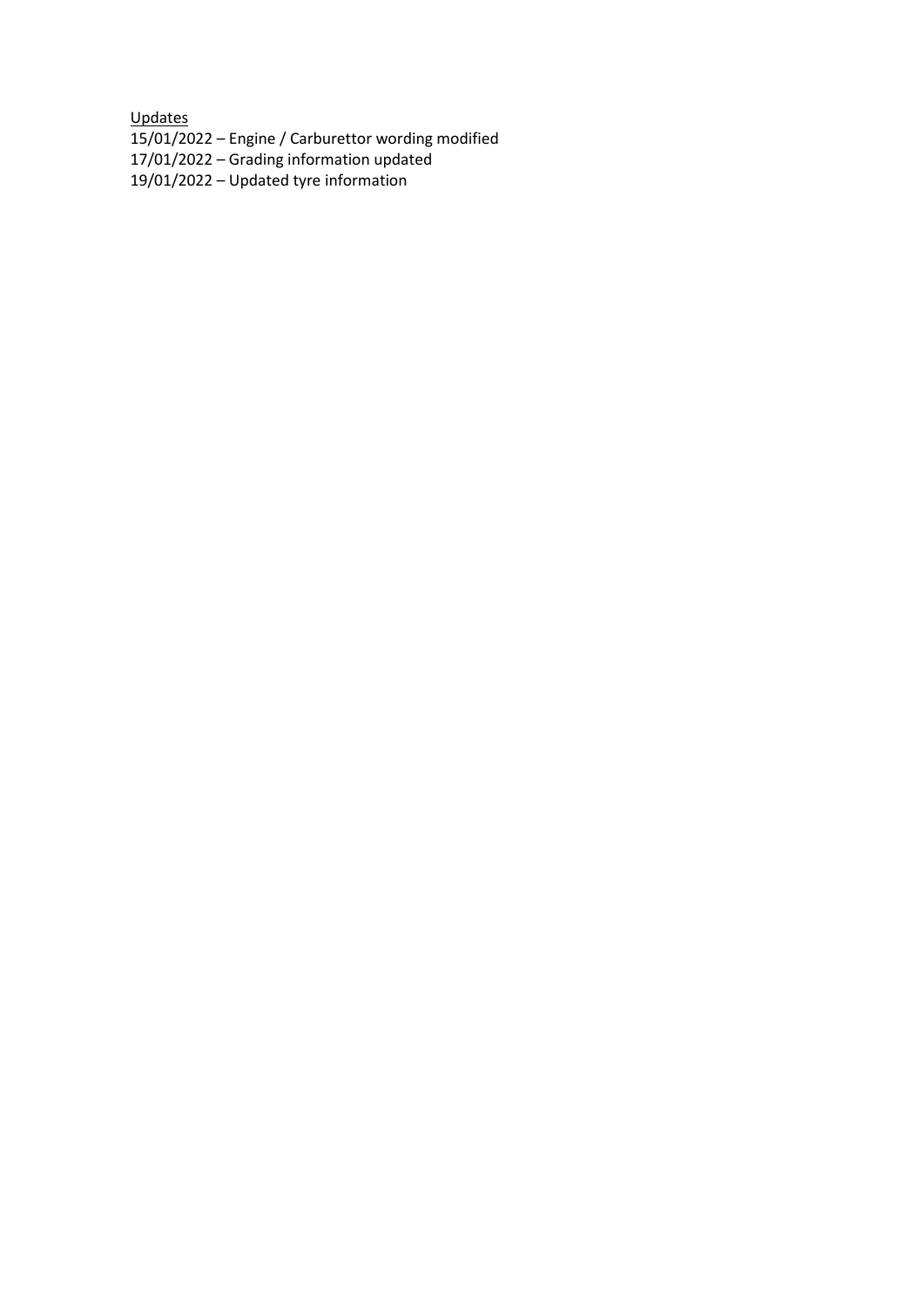<u>Updates</u>

15/01/2022 – Engine / Carburettor wording modified
17/01/2022 – Grading information updated
19/01/2022 – Updated tyre information